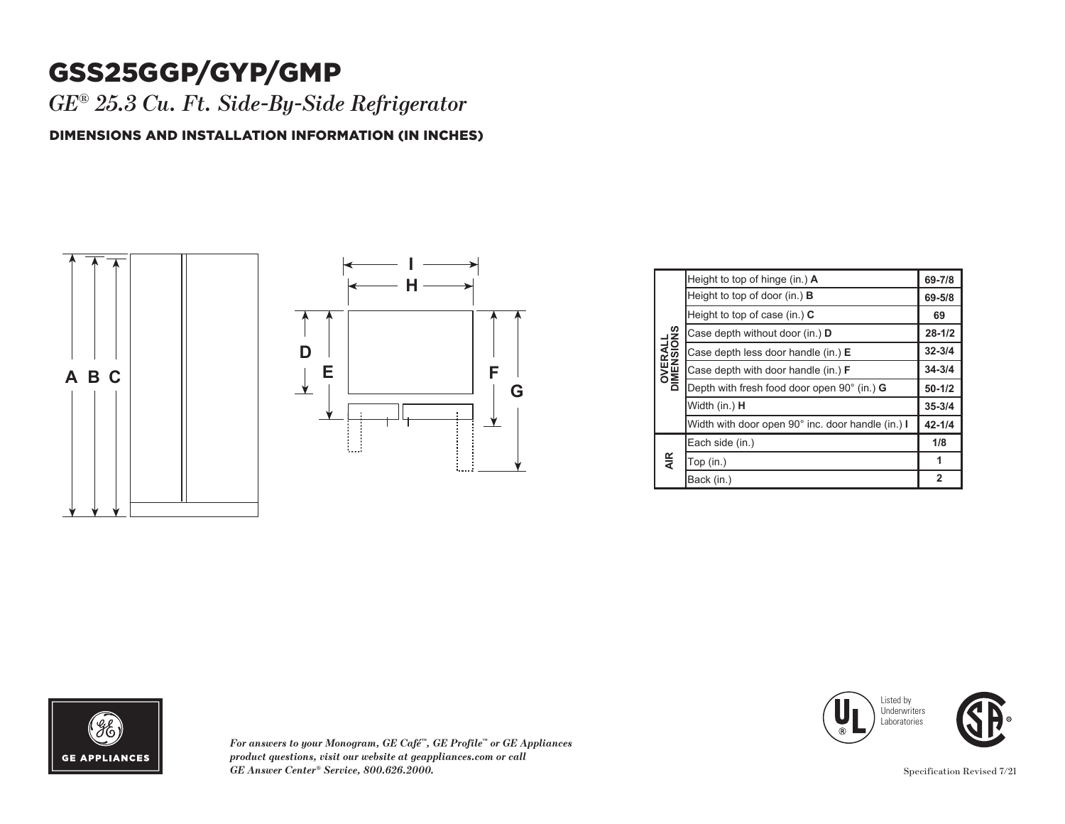# GSS25GGP/GYP/GMP

*GE® 25.3 Cu. Ft. Side-By-Side Refrigerator*

## DIMENSIONS AND INSTALLATION INFORMATION (IN INCHES)

| | | |
|---|---|---|
| OVERALL DIMENSIONS | Height to top of hinge (in.) **A** | **69-7/8** |
| | Height to top of door (in.) **B** | **69-5/8** |
| | Height to top of case (in.) **C** | **69** |
| | Case depth without door (in.) **D** | **28-1/2** |
| | Case depth less door handle (in.) **E** | **32-3/4** |
| | Case depth with door handle (in.) **F** | **34-3/4** |
| | Depth with fresh food door open 90° (in.) **G** | **50-1/2** |
| | Width (in.) **H** | **35-3/4** |
| | Width with door open 90° inc. door handle (in.) **I** | **42-1/4** |
| AIR | Each side (in.) | **1/8** |
| | Top (in.) | **1** |
| | Back (in.) | **2** |

GE APPLIANCES

*For answers to your Monogram, GE Café™, GE Profile™ or GE Appliances product questions, visit our website at geappliances.com or call GE Answer Center® Service, 800.626.2000.*

Listed by Underwriters Laboratories

Specification Revised 7/21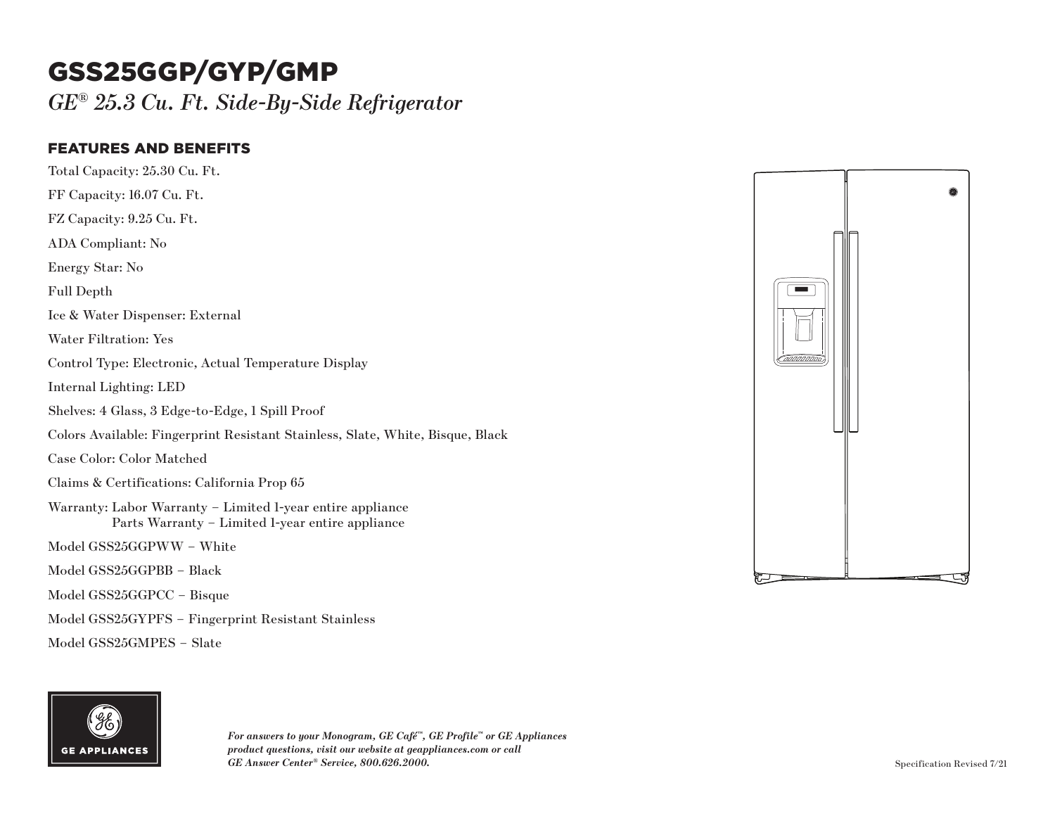# GSS25GGP/GYP/GMP

*GE® 25.3 Cu. Ft. Side-By-Side Refrigerator*

## FEATURES AND BENEFITS

Total Capacity: 25.30 Cu. Ft.

FF Capacity: 16.07 Cu. Ft.

FZ Capacity: 9.25 Cu. Ft.

ADA Compliant: No

Energy Star: No

Full Depth

Ice & Water Dispenser: External

Water Filtration: Yes

Control Type: Electronic, Actual Temperature Display

Internal Lighting: LED

Shelves: 4 Glass, 3 Edge-to-Edge, 1 Spill Proof

Colors Available: Fingerprint Resistant Stainless, Slate, White, Bisque, Black

Case Color: Color Matched

Claims & Certifications: California Prop 65

Warranty: Labor Warranty – Limited 1-year entire appliance
Parts Warranty – Limited 1-year entire appliance

Model GSS25GGPWW – White

Model GSS25GGPBB – Black

Model GSS25GGPCC – Bisque

Model GSS25GYPFS – Fingerprint Resistant Stainless

Model GSS25GMPES – Slate

GE APPLIANCES

***For answers to your Monogram, GE Café™, GE Profile™ or GE Appliances product questions, visit our website at geappliances.com or call GE Answer Center® Service, 800.626.2000.***

Specification Revised 7/21